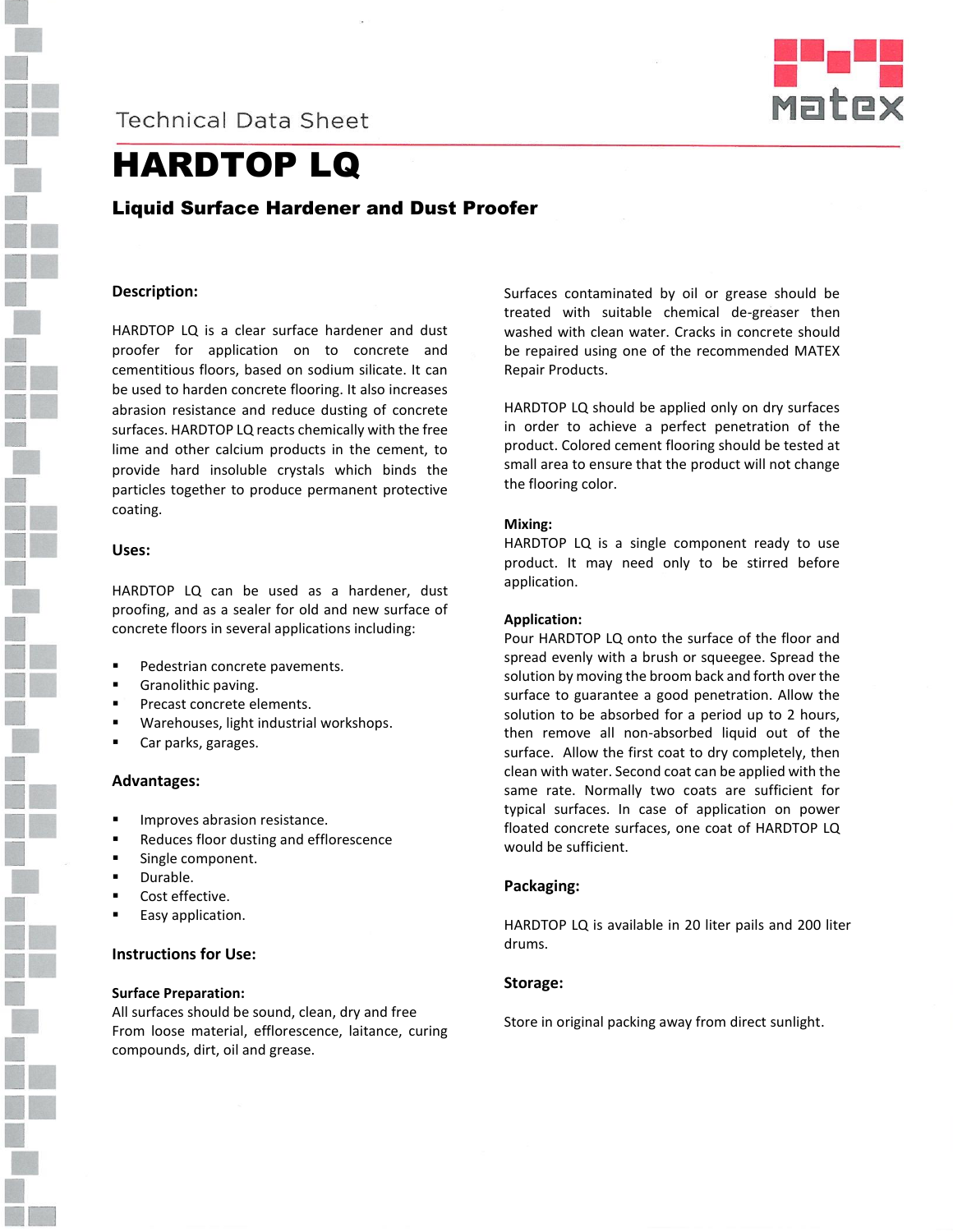Technical Data Sheet

# HARDTOP LQ

## Liquid Surface Hardener and Dust Proofer

### Description:

HARDTOP LQ is a clear surface hardener and dust proofer for application on to concrete and cementitious floors, based on sodium silicate. It can be used to harden concrete flooring. It also increases abrasion resistance and reduce dusting of concrete surfaces. HARDTOP LQ reacts chemically with the free lime and other calcium products in the cement, to provide hard insoluble crystals which binds the particles together to produce permanent protective coating.

### Uses:

HARDTOP LQ can be used as a hardener, dust proofing, and as a sealer for old and new surface of concrete floors in several applications including:

- Pedestrian concrete pavements.
- Granolithic paving.
- Precast concrete elements.
- Warehouses, light industrial workshops.
- Car parks, garages.

### Advantages:

- Improves abrasion resistance.
- Reduces floor dusting and efflorescence
- Single component.
- Durable.
- Cost effective.
- Easy application.

### Instructions for Use:

**Surface Preparation:**
All surfaces should be sound, clean, dry and free From loose material, efflorescence, laitance, curing compounds, dirt, oil and grease.

Surfaces contaminated by oil or grease should be treated with suitable chemical de-greaser then washed with clean water. Cracks in concrete should be repaired using one of the recommended MATEX Repair Products.

HARDTOP LQ should be applied only on dry surfaces in order to achieve a perfect penetration of the product. Colored cement flooring should be tested at small area to ensure that the product will not change the flooring color.

**Mixing:**
HARDTOP LQ is a single component ready to use product. It may need only to be stirred before application.

**Application:**
Pour HARDTOP LQ onto the surface of the floor and spread evenly with a brush or squeegee. Spread the solution by moving the broom back and forth over the surface to guarantee a good penetration. Allow the solution to be absorbed for a period up to 2 hours, then remove all non-absorbed liquid out of the surface. Allow the first coat to dry completely, then clean with water. Second coat can be applied with the same rate. Normally two coats are sufficient for typical surfaces. In case of application on power floated concrete surfaces, one coat of HARDTOP LQ would be sufficient.

### Packaging:

HARDTOP LQ is available in 20 liter pails and 200 liter drums.

### Storage:

Store in original packing away from direct sunlight.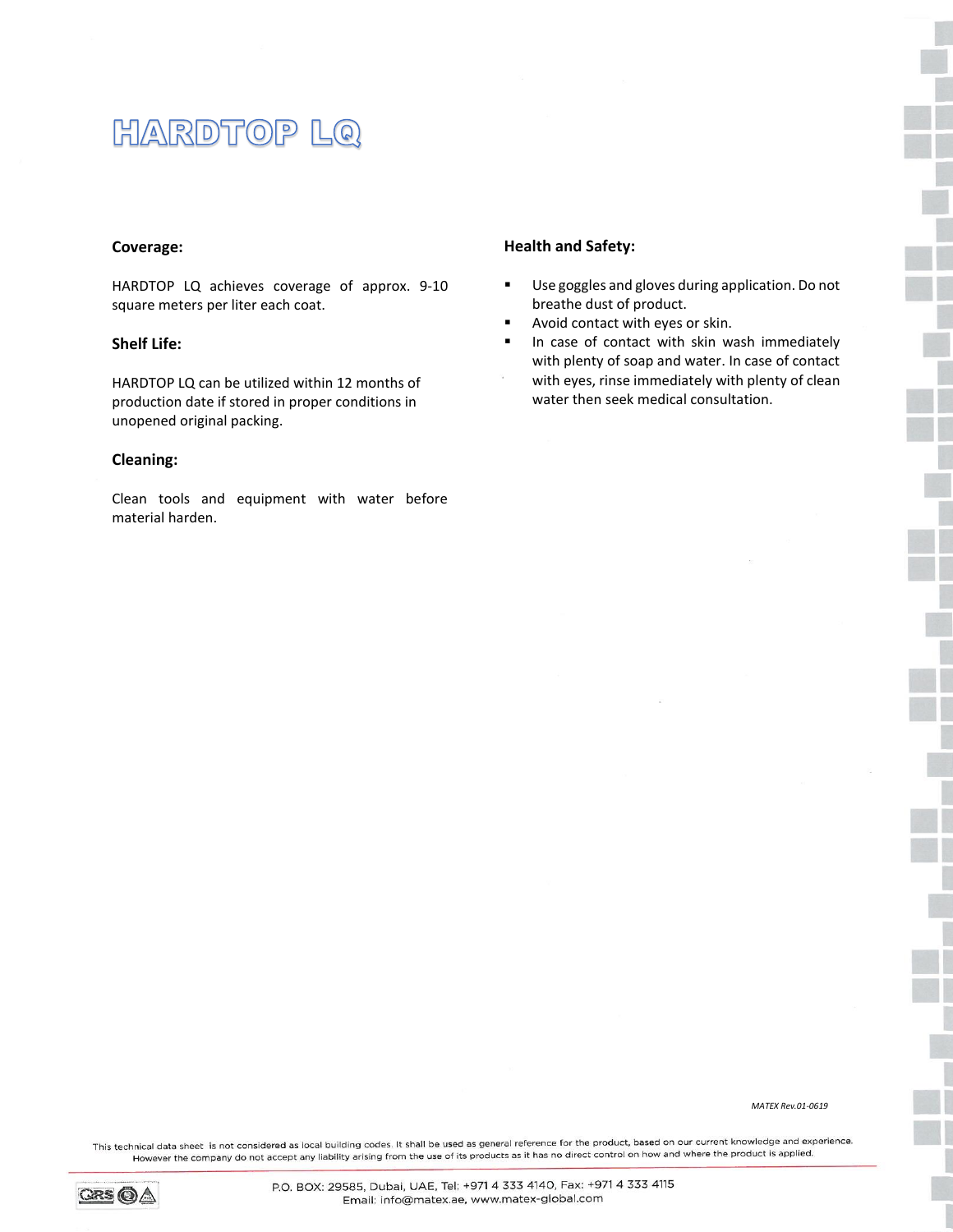# HARDTOP LQ

## Coverage:

HARDTOP LQ achieves coverage of approx. 9-10 square meters per liter each coat.

## Shelf Life:

HARDTOP LQ can be utilized within 12 months of production date if stored in proper conditions in unopened original packing.

## Cleaning:

Clean tools and equipment with water before material harden.

## Health and Safety:

- Use goggles and gloves during application. Do not breathe dust of product.
- Avoid contact with eyes or skin.
- In case of contact with skin wash immediately with plenty of soap and water. In case of contact with eyes, rinse immediately with plenty of clean water then seek medical consultation.

*MATEX Rev.01-0619*

This technical data sheet is not considered as local building codes. It shall be used as general reference for the product, based on our current knowledge and experience. However the company do not accept any liability arising from the use of its products as it has no direct control on how and where the product is applied.

P.O. BOX: 29585, Dubai, UAE, Tel: +971 4 333 4140, Fax: +971 4 333 4115
Email: info@matex.ae, www.matex-global.com